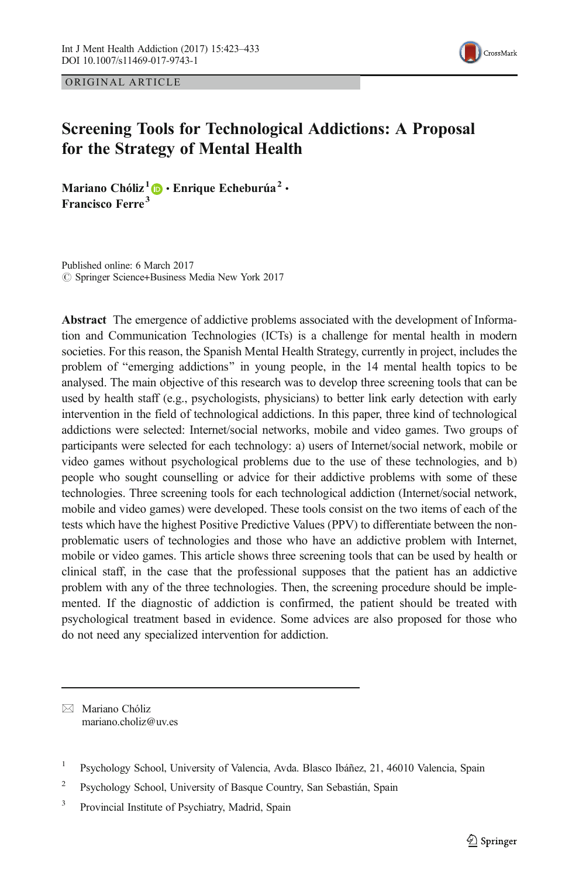ORIGINAL ARTICLE

# Screening Tools for Technological Addictions: A Proposal for the Strategy of Mental Health

**Mariano Chóliz[1] · Enrique Echeburúa[2] · Francisco Ferre[3]**

Published online: 6 March 2017
© Springer Science+Business Media New York 2017

**Abstract** The emergence of addictive problems associated with the development of Information and Communication Technologies (ICTs) is a challenge for mental health in modern societies. For this reason, the Spanish Mental Health Strategy, currently in project, includes the problem of "emerging addictions" in young people, in the 14 mental health topics to be analysed. The main objective of this research was to develop three screening tools that can be used by health staff (e.g., psychologists, physicians) to better link early detection with early intervention in the field of technological addictions. In this paper, three kind of technological addictions were selected: Internet/social networks, mobile and video games. Two groups of participants were selected for each technology: a) users of Internet/social network, mobile or video games without psychological problems due to the use of these technologies, and b) people who sought counselling or advice for their addictive problems with some of these technologies. Three screening tools for each technological addiction (Internet/social network, mobile and video games) were developed. These tools consist on the two items of each of the tests which have the highest Positive Predictive Values (PPV) to differentiate between the non-problematic users of technologies and those who have an addictive problem with Internet, mobile or video games. This article shows three screening tools that can be used by health or clinical staff, in the case that the professional supposes that the patient has an addictive problem with any of the three technologies. Then, the screening procedure should be implemented. If the diagnostic of addiction is confirmed, the patient should be treated with psychological treatment based in evidence. Some advices are also proposed for those who do not need any specialized intervention for addiction.

---

✉ Mariano Chóliz
mariano.choliz@uv.es

[1] Psychology School, University of Valencia, Avda. Blasco Ibáñez, 21, 46010 Valencia, Spain

[2] Psychology School, University of Basque Country, San Sebastián, Spain

[3] Provincial Institute of Psychiatry, Madrid, Spain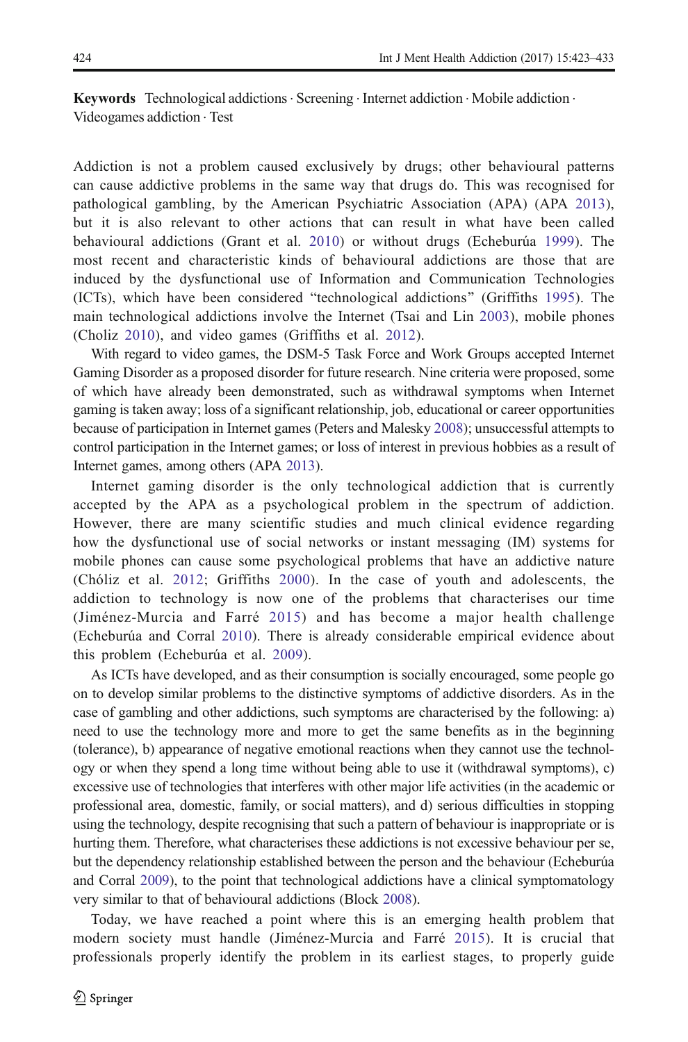**Keywords** Technological addictions · Screening · Internet addiction · Mobile addiction · Videogames addiction · Test

Addiction is not a problem caused exclusively by drugs; other behavioural patterns can cause addictive problems in the same way that drugs do. This was recognised for pathological gambling, by the American Psychiatric Association (APA) (APA 2013), but it is also relevant to other actions that can result in what have been called behavioural addictions (Grant et al. 2010) or without drugs (Echeburúa 1999). The most recent and characteristic kinds of behavioural addictions are those that are induced by the dysfunctional use of Information and Communication Technologies (ICTs), which have been considered "technological addictions" (Griffiths 1995). The main technological addictions involve the Internet (Tsai and Lin 2003), mobile phones (Choliz 2010), and video games (Griffiths et al. 2012).

With regard to video games, the DSM-5 Task Force and Work Groups accepted Internet Gaming Disorder as a proposed disorder for future research. Nine criteria were proposed, some of which have already been demonstrated, such as withdrawal symptoms when Internet gaming is taken away; loss of a significant relationship, job, educational or career opportunities because of participation in Internet games (Peters and Malesky 2008); unsuccessful attempts to control participation in the Internet games; or loss of interest in previous hobbies as a result of Internet games, among others (APA 2013).

Internet gaming disorder is the only technological addiction that is currently accepted by the APA as a psychological problem in the spectrum of addiction. However, there are many scientific studies and much clinical evidence regarding how the dysfunctional use of social networks or instant messaging (IM) systems for mobile phones can cause some psychological problems that have an addictive nature (Chóliz et al. 2012; Griffiths 2000). In the case of youth and adolescents, the addiction to technology is now one of the problems that characterises our time (Jiménez-Murcia and Farré 2015) and has become a major health challenge (Echeburúa and Corral 2010). There is already considerable empirical evidence about this problem (Echeburúa et al. 2009).

As ICTs have developed, and as their consumption is socially encouraged, some people go on to develop similar problems to the distinctive symptoms of addictive disorders. As in the case of gambling and other addictions, such symptoms are characterised by the following: a) need to use the technology more and more to get the same benefits as in the beginning (tolerance), b) appearance of negative emotional reactions when they cannot use the technology or when they spend a long time without being able to use it (withdrawal symptoms), c) excessive use of technologies that interferes with other major life activities (in the academic or professional area, domestic, family, or social matters), and d) serious difficulties in stopping using the technology, despite recognising that such a pattern of behaviour is inappropriate or is hurting them. Therefore, what characterises these addictions is not excessive behaviour per se, but the dependency relationship established between the person and the behaviour (Echeburúa and Corral 2009), to the point that technological addictions have a clinical symptomatology very similar to that of behavioural addictions (Block 2008).

Today, we have reached a point where this is an emerging health problem that modern society must handle (Jiménez-Murcia and Farré 2015). It is crucial that professionals properly identify the problem in its earliest stages, to properly guide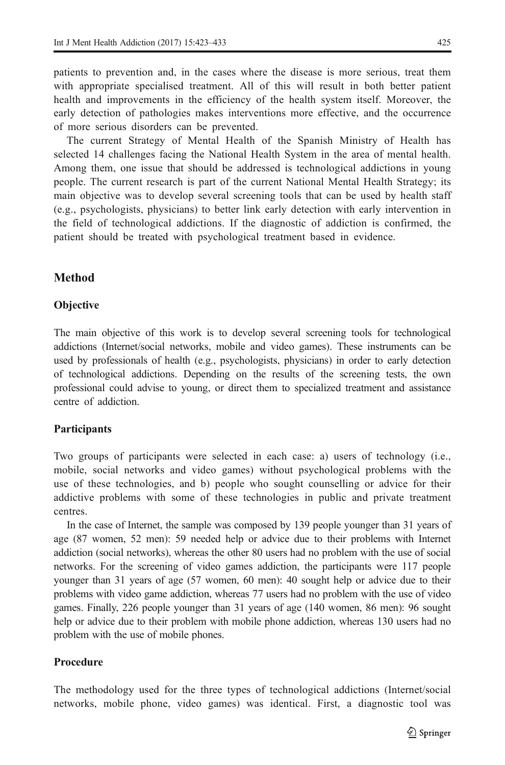patients to prevention and, in the cases where the disease is more serious, treat them with appropriate specialised treatment. All of this will result in both better patient health and improvements in the efficiency of the health system itself. Moreover, the early detection of pathologies makes interventions more effective, and the occurrence of more serious disorders can be prevented.

The current Strategy of Mental Health of the Spanish Ministry of Health has selected 14 challenges facing the National Health System in the area of mental health. Among them, one issue that should be addressed is technological addictions in young people. The current research is part of the current National Mental Health Strategy; its main objective was to develop several screening tools that can be used by health staff (e.g., psychologists, physicians) to better link early detection with early intervention in the field of technological addictions. If the diagnostic of addiction is confirmed, the patient should be treated with psychological treatment based in evidence.

## Method

### Objective

The main objective of this work is to develop several screening tools for technological addictions (Internet/social networks, mobile and video games). These instruments can be used by professionals of health (e.g., psychologists, physicians) in order to early detection of technological addictions. Depending on the results of the screening tests, the own professional could advise to young, or direct them to specialized treatment and assistance centre of addiction.

### Participants

Two groups of participants were selected in each case: a) users of technology (i.e., mobile, social networks and video games) without psychological problems with the use of these technologies, and b) people who sought counselling or advice for their addictive problems with some of these technologies in public and private treatment centres.

In the case of Internet, the sample was composed by 139 people younger than 31 years of age (87 women, 52 men): 59 needed help or advice due to their problems with Internet addiction (social networks), whereas the other 80 users had no problem with the use of social networks. For the screening of video games addiction, the participants were 117 people younger than 31 years of age (57 women, 60 men): 40 sought help or advice due to their problems with video game addiction, whereas 77 users had no problem with the use of video games. Finally, 226 people younger than 31 years of age (140 women, 86 men): 96 sought help or advice due to their problem with mobile phone addiction, whereas 130 users had no problem with the use of mobile phones.

### Procedure

The methodology used for the three types of technological addictions (Internet/social networks, mobile phone, video games) was identical. First, a diagnostic tool was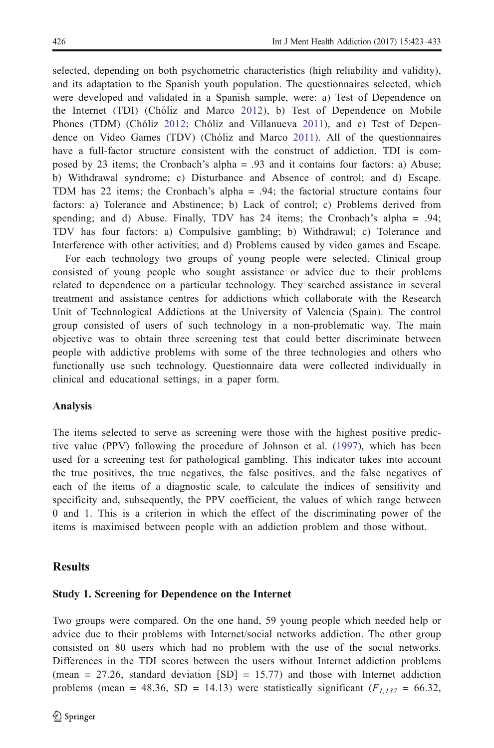selected, depending on both psychometric characteristics (high reliability and validity), and its adaptation to the Spanish youth population. The questionnaires selected, which were developed and validated in a Spanish sample, were: a) Test of Dependence on the Internet (TDI) (Chóliz and Marco 2012), b) Test of Dependence on Mobile Phones (TDM) (Chóliz 2012; Chóliz and Villanueva 2011), and c) Test of Dependence on Video Games (TDV) (Chóliz and Marco 2011). All of the questionnaires have a full-factor structure consistent with the construct of addiction. TDI is composed by 23 items; the Cronbach's alpha = .93 and it contains four factors: a) Abuse; b) Withdrawal syndrome; c) Disturbance and Absence of control; and d) Escape. TDM has 22 items; the Cronbach's alpha = .94; the factorial structure contains four factors: a) Tolerance and Abstinence; b) Lack of control; c) Problems derived from spending; and d) Abuse. Finally, TDV has 24 items; the Cronbach's alpha = .94; TDV has four factors: a) Compulsive gambling; b) Withdrawal; c) Tolerance and Interference with other activities; and d) Problems caused by video games and Escape.

For each technology two groups of young people were selected. Clinical group consisted of young people who sought assistance or advice due to their problems related to dependence on a particular technology. They searched assistance in several treatment and assistance centres for addictions which collaborate with the Research Unit of Technological Addictions at the University of Valencia (Spain). The control group consisted of users of such technology in a non-problematic way. The main objective was to obtain three screening test that could better discriminate between people with addictive problems with some of the three technologies and others who functionally use such technology. Questionnaire data were collected individually in clinical and educational settings, in a paper form.

### Analysis

The items selected to serve as screening were those with the highest positive predictive value (PPV) following the procedure of Johnson et al. (1997), which has been used for a screening test for pathological gambling. This indicator takes into account the true positives, the true negatives, the false positives, and the false negatives of each of the items of a diagnostic scale, to calculate the indices of sensitivity and specificity and, subsequently, the PPV coefficient, the values of which range between 0 and 1. This is a criterion in which the effect of the discriminating power of the items is maximised between people with an addiction problem and those without.

## Results

### Study 1. Screening for Dependence on the Internet

Two groups were compared. On the one hand, 59 young people which needed help or advice due to their problems with Internet/social networks addiction. The other group consisted on 80 users which had no problem with the use of the social networks. Differences in the TDI scores between the users without Internet addiction problems (mean = 27.26, standard deviation [SD] = 15.77) and those with Internet addiction problems (mean = 48.36, SD = 14.13) were statistically significant ($F_{1,137}$ = 66.32,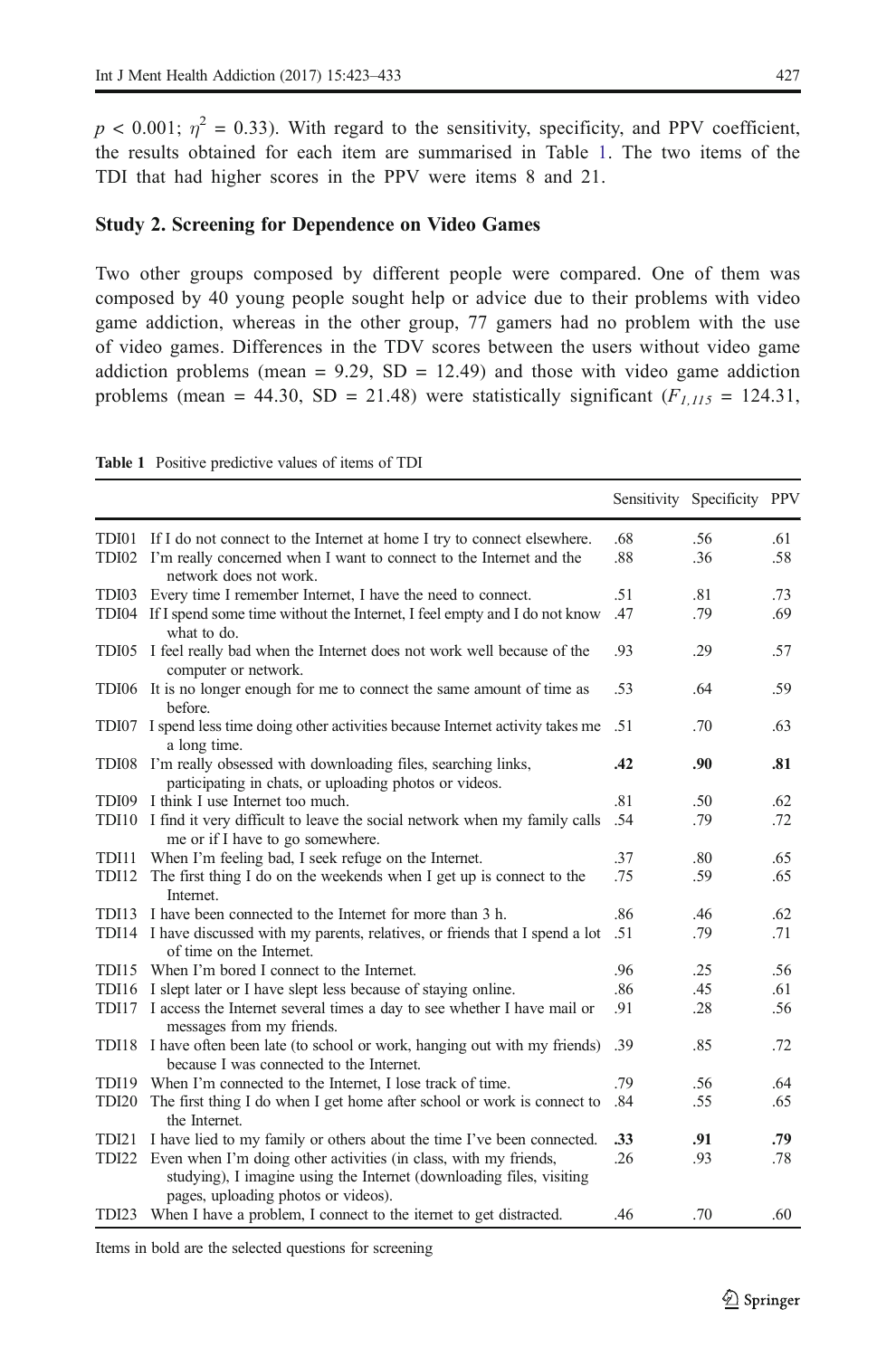$p < 0.001$; $\eta^2 = 0.33$). With regard to the sensitivity, specificity, and PPV coefficient, the results obtained for each item are summarised in Table 1. The two items of the TDI that had higher scores in the PPV were items 8 and 21.

### Study 2. Screening for Dependence on Video Games

Two other groups composed by different people were compared. One of them was composed by 40 young people sought help or advice due to their problems with video game addiction, whereas in the other group, 77 gamers had no problem with the use of video games. Differences in the TDV scores between the users without video game addiction problems (mean = 9.29, SD = 12.49) and those with video game addiction problems (mean = 44.30, SD = 21.48) were statistically significant ($F_{1,115} = 124.31$,

**Table 1** Positive predictive values of items of TDI

| | | Sensitivity | Specificity | PPV |
|---|---|---|---|---|
| TDI01 | If I do not connect to the Internet at home I try to connect elsewhere. | .68 | .56 | .61 |
| TDI02 | I'm really concerned when I want to connect to the Internet and the network does not work. | .88 | .36 | .58 |
| TDI03 | Every time I remember Internet, I have the need to connect. | .51 | .81 | .73 |
| TDI04 | If I spend some time without the Internet, I feel empty and I do not know what to do. | .47 | .79 | .69 |
| TDI05 | I feel really bad when the Internet does not work well because of the computer or network. | .93 | .29 | .57 |
| TDI06 | It is no longer enough for me to connect the same amount of time as before. | .53 | .64 | .59 |
| TDI07 | I spend less time doing other activities because Internet activity takes me a long time. | .51 | .70 | .63 |
| **TDI08** | **I'm really obsessed with downloading files, searching links, participating in chats, or uploading photos or videos.** | **.42** | **.90** | **.81** |
| TDI09 | I think I use Internet too much. | .81 | .50 | .62 |
| TDI10 | I find it very difficult to leave the social network when my family calls me or if I have to go somewhere. | .54 | .79 | .72 |
| TDI11 | When I'm feeling bad, I seek refuge on the Internet. | .37 | .80 | .65 |
| TDI12 | The first thing I do on the weekends when I get up is connect to the Internet. | .75 | .59 | .65 |
| TDI13 | I have been connected to the Internet for more than 3 h. | .86 | .46 | .62 |
| TDI14 | I have discussed with my parents, relatives, or friends that I spend a lot of time on the Internet. | .51 | .79 | .71 |
| TDI15 | When I'm bored I connect to the Internet. | .96 | .25 | .56 |
| TDI16 | I slept later or I have slept less because of staying online. | .86 | .45 | .61 |
| TDI17 | I access the Internet several times a day to see whether I have mail or messages from my friends. | .91 | .28 | .56 |
| TDI18 | I have often been late (to school or work, hanging out with my friends) because I was connected to the Internet. | .39 | .85 | .72 |
| TDI19 | When I'm connected to the Internet, I lose track of time. | .79 | .56 | .64 |
| TDI20 | The first thing I do when I get home after school or work is connect to the Internet. | .84 | .55 | .65 |
| **TDI21** | **I have lied to my family or others about the time I've been connected.** | **.33** | **.91** | **.79** |
| TDI22 | Even when I'm doing other activities (in class, with my friends, studying), I imagine using the Internet (downloading files, visiting pages, uploading photos or videos). | .26 | .93 | .78 |
| TDI23 | When I have a problem, I connect to the iternet to get distracted. | .46 | .70 | .60 |

Items in bold are the selected questions for screening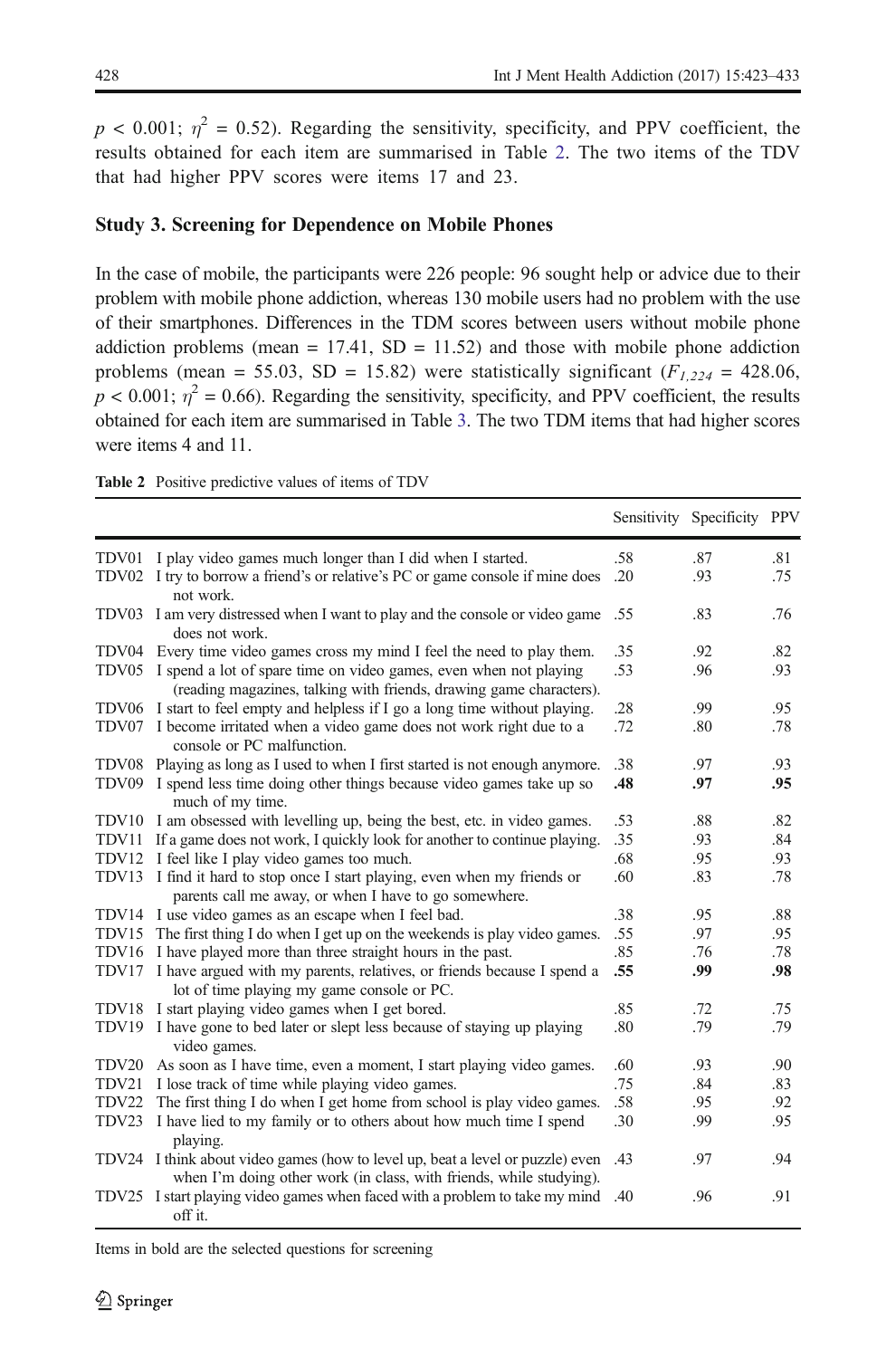$p < 0.001$; $\eta^2 = 0.52$). Regarding the sensitivity, specificity, and PPV coefficient, the results obtained for each item are summarised in Table 2. The two items of the TDV that had higher PPV scores were items 17 and 23.

### Study 3. Screening for Dependence on Mobile Phones

In the case of mobile, the participants were 226 people: 96 sought help or advice due to their problem with mobile phone addiction, whereas 130 mobile users had no problem with the use of their smartphones. Differences in the TDM scores between users without mobile phone addiction problems (mean = 17.41, SD = 11.52) and those with mobile phone addiction problems (mean = 55.03, SD = 15.82) were statistically significant ($F_{1,224} = 428.06$, $p < 0.001$; $\eta^2 = 0.66$). Regarding the sensitivity, specificity, and PPV coefficient, the results obtained for each item are summarised in Table 3. The two TDM items that had higher scores were items 4 and 11.

**Table 2** Positive predictive values of items of TDV

| | | Sensitivity | Specificity | PPV |
|---|---|---|---|---|
| TDV01 | I play video games much longer than I did when I started. | .58 | .87 | .81 |
| TDV02 | I try to borrow a friend's or relative's PC or game console if mine does not work. | .20 | .93 | .75 |
| TDV03 | I am very distressed when I want to play and the console or video game does not work. | .55 | .83 | .76 |
| TDV04 | Every time video games cross my mind I feel the need to play them. | .35 | .92 | .82 |
| TDV05 | I spend a lot of spare time on video games, even when not playing (reading magazines, talking with friends, drawing game characters). | .53 | .96 | .93 |
| TDV06 | I start to feel empty and helpless if I go a long time without playing. | .28 | .99 | .95 |
| TDV07 | I become irritated when a video game does not work right due to a console or PC malfunction. | .72 | .80 | .78 |
| TDV08 | Playing as long as I used to when I first started is not enough anymore. | .38 | .97 | .93 |
| TDV09 | I spend less time doing other things because video games take up so much of my time. | **.48** | **.97** | **.95** |
| TDV10 | I am obsessed with levelling up, being the best, etc. in video games. | .53 | .88 | .82 |
| TDV11 | If a game does not work, I quickly look for another to continue playing. | .35 | .93 | .84 |
| TDV12 | I feel like I play video games too much. | .68 | .95 | .93 |
| TDV13 | I find it hard to stop once I start playing, even when my friends or parents call me away, or when I have to go somewhere. | .60 | .83 | .78 |
| TDV14 | I use video games as an escape when I feel bad. | .38 | .95 | .88 |
| TDV15 | The first thing I do when I get up on the weekends is play video games. | .55 | .97 | .95 |
| TDV16 | I have played more than three straight hours in the past. | .85 | .76 | .78 |
| TDV17 | I have argued with my parents, relatives, or friends because I spend a lot of time playing my game console or PC. | **.55** | **.99** | **.98** |
| TDV18 | I start playing video games when I get bored. | .85 | .72 | .75 |
| TDV19 | I have gone to bed later or slept less because of staying up playing video games. | .80 | .79 | .79 |
| TDV20 | As soon as I have time, even a moment, I start playing video games. | .60 | .93 | .90 |
| TDV21 | I lose track of time while playing video games. | .75 | .84 | .83 |
| TDV22 | The first thing I do when I get home from school is play video games. | .58 | .95 | .92 |
| TDV23 | I have lied to my family or to others about how much time I spend playing. | .30 | .99 | .95 |
| TDV24 | I think about video games (how to level up, beat a level or puzzle) even when I'm doing other work (in class, with friends, while studying). | .43 | .97 | .94 |
| TDV25 | I start playing video games when faced with a problem to take my mind off it. | .40 | .96 | .91 |

Items in bold are the selected questions for screening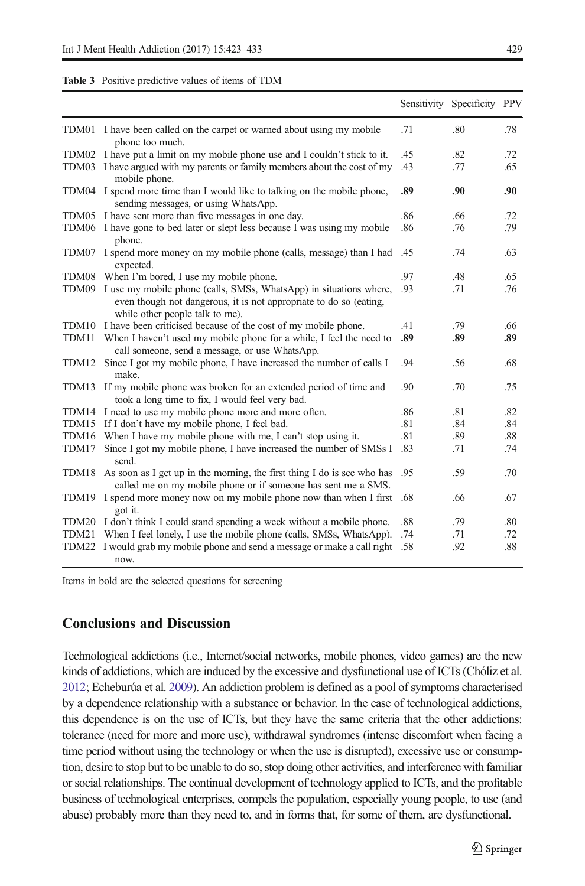**Table 3** Positive predictive values of items of TDM

| | | Sensitivity | Specificity | PPV |
|---|---|---|---|---|
| TDM01 | I have been called on the carpet or warned about using my mobile phone too much. | .71 | .80 | .78 |
| TDM02 | I have put a limit on my mobile phone use and I couldn't stick to it. | .45 | .82 | .72 |
| TDM03 | I have argued with my parents or family members about the cost of my mobile phone. | .43 | .77 | .65 |
| TDM04 | I spend more time than I would like to talking on the mobile phone, sending messages, or using WhatsApp. | **.89** | **.90** | **.90** |
| TDM05 | I have sent more than five messages in one day. | .86 | .66 | .72 |
| TDM06 | I have gone to bed later or slept less because I was using my mobile phone. | .86 | .76 | .79 |
| TDM07 | I spend more money on my mobile phone (calls, message) than I had expected. | .45 | .74 | .63 |
| TDM08 | When I'm bored, I use my mobile phone. | .97 | .48 | .65 |
| TDM09 | I use my mobile phone (calls, SMSs, WhatsApp) in situations where, even though not dangerous, it is not appropriate to do so (eating, while other people talk to me). | .93 | .71 | .76 |
| TDM10 | I have been criticised because of the cost of my mobile phone. | .41 | .79 | .66 |
| TDM11 | When I haven't used my mobile phone for a while, I feel the need to call someone, send a message, or use WhatsApp. | **.89** | **.89** | **.89** |
| TDM12 | Since I got my mobile phone, I have increased the number of calls I make. | .94 | .56 | .68 |
| TDM13 | If my mobile phone was broken for an extended period of time and took a long time to fix, I would feel very bad. | .90 | .70 | .75 |
| TDM14 | I need to use my mobile phone more and more often. | .86 | .81 | .82 |
| TDM15 | If I don't have my mobile phone, I feel bad. | .81 | .84 | .84 |
| TDM16 | When I have my mobile phone with me, I can't stop using it. | .81 | .89 | .88 |
| TDM17 | Since I got my mobile phone, I have increased the number of SMSs I send. | .83 | .71 | .74 |
| TDM18 | As soon as I get up in the morning, the first thing I do is see who has called me on my mobile phone or if someone has sent me a SMS. | .95 | .59 | .70 |
| TDM19 | I spend more money now on my mobile phone now than when I first got it. | .68 | .66 | .67 |
| TDM20 | I don't think I could stand spending a week without a mobile phone. | .88 | .79 | .80 |
| TDM21 | When I feel lonely, I use the mobile phone (calls, SMSs, WhatsApp). | .74 | .71 | .72 |
| TDM22 | I would grab my mobile phone and send a message or make a call right now. | .58 | .92 | .88 |

Items in bold are the selected questions for screening

## Conclusions and Discussion

Technological addictions (i.e., Internet/social networks, mobile phones, video games) are the new kinds of addictions, which are induced by the excessive and dysfunctional use of ICTs (Chóliz et al. 2012; Echeburúa et al. 2009). An addiction problem is defined as a pool of symptoms characterised by a dependence relationship with a substance or behavior. In the case of technological addictions, this dependence is on the use of ICTs, but they have the same criteria that the other addictions: tolerance (need for more and more use), withdrawal syndromes (intense discomfort when facing a time period without using the technology or when the use is disrupted), excessive use or consumption, desire to stop but to be unable to do so, stop doing other activities, and interference with familiar or social relationships. The continual development of technology applied to ICTs, and the profitable business of technological enterprises, compels the population, especially young people, to use (and abuse) probably more than they need to, and in forms that, for some of them, are dysfunctional.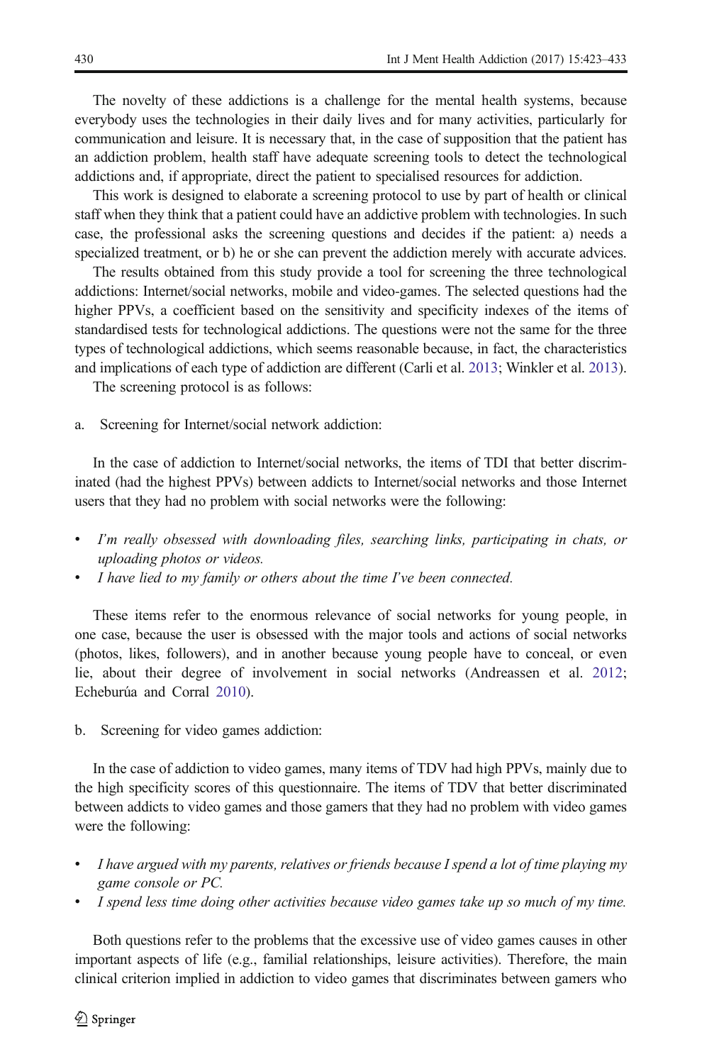The novelty of these addictions is a challenge for the mental health systems, because everybody uses the technologies in their daily lives and for many activities, particularly for communication and leisure. It is necessary that, in the case of supposition that the patient has an addiction problem, health staff have adequate screening tools to detect the technological addictions and, if appropriate, direct the patient to specialised resources for addiction.

This work is designed to elaborate a screening protocol to use by part of health or clinical staff when they think that a patient could have an addictive problem with technologies. In such case, the professional asks the screening questions and decides if the patient: a) needs a specialized treatment, or b) he or she can prevent the addiction merely with accurate advices.

The results obtained from this study provide a tool for screening the three technological addictions: Internet/social networks, mobile and video-games. The selected questions had the higher PPVs, a coefficient based on the sensitivity and specificity indexes of the items of standardised tests for technological addictions. The questions were not the same for the three types of technological addictions, which seems reasonable because, in fact, the characteristics and implications of each type of addiction are different (Carli et al. 2013; Winkler et al. 2013).

The screening protocol is as follows:

a. Screening for Internet/social network addiction:

In the case of addiction to Internet/social networks, the items of TDI that better discriminated (had the highest PPVs) between addicts to Internet/social networks and those Internet users that they had no problem with social networks were the following:

- *I'm really obsessed with downloading files, searching links, participating in chats, or uploading photos or videos.*
- *I have lied to my family or others about the time I've been connected.*

These items refer to the enormous relevance of social networks for young people, in one case, because the user is obsessed with the major tools and actions of social networks (photos, likes, followers), and in another because young people have to conceal, or even lie, about their degree of involvement in social networks (Andreassen et al. 2012; Echeburúa and Corral 2010).

b. Screening for video games addiction:

In the case of addiction to video games, many items of TDV had high PPVs, mainly due to the high specificity scores of this questionnaire. The items of TDV that better discriminated between addicts to video games and those gamers that they had no problem with video games were the following:

- *I have argued with my parents, relatives or friends because I spend a lot of time playing my game console or PC.*
- *I spend less time doing other activities because video games take up so much of my time.*

Both questions refer to the problems that the excessive use of video games causes in other important aspects of life (e.g., familial relationships, leisure activities). Therefore, the main clinical criterion implied in addiction to video games that discriminates between gamers who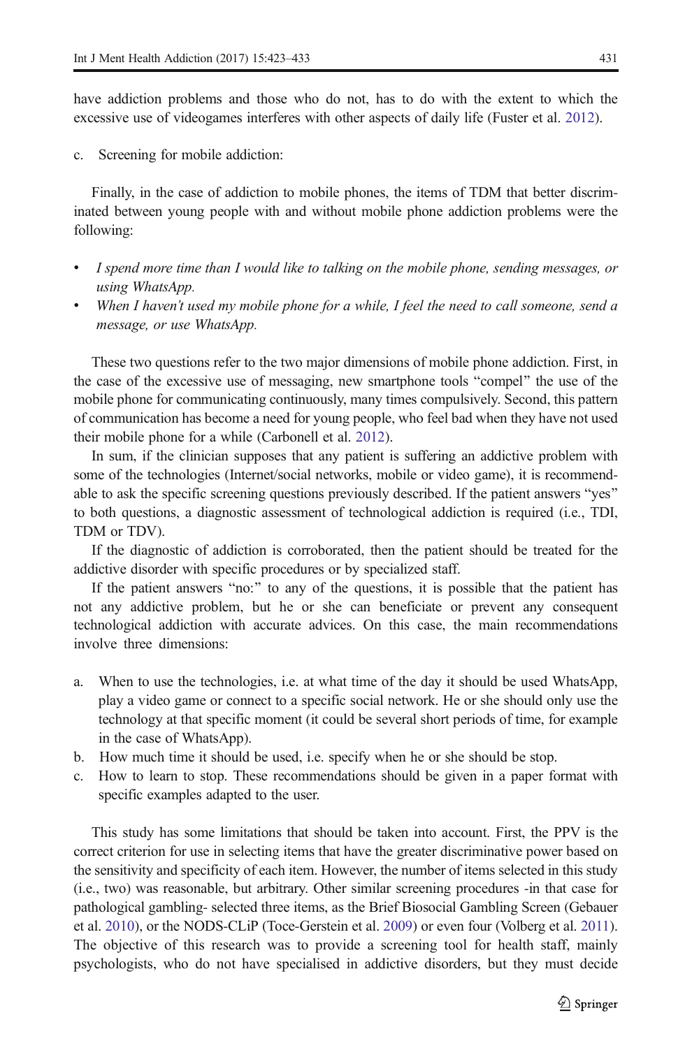have addiction problems and those who do not, has to do with the extent to which the excessive use of videogames interferes with other aspects of daily life (Fuster et al. 2012).

c. Screening for mobile addiction:

Finally, in the case of addiction to mobile phones, the items of TDM that better discriminated between young people with and without mobile phone addiction problems were the following:

- *I spend more time than I would like to talking on the mobile phone, sending messages, or using WhatsApp.*
- *When I haven't used my mobile phone for a while, I feel the need to call someone, send a message, or use WhatsApp.*

These two questions refer to the two major dimensions of mobile phone addiction. First, in the case of the excessive use of messaging, new smartphone tools "compel" the use of the mobile phone for communicating continuously, many times compulsively. Second, this pattern of communication has become a need for young people, who feel bad when they have not used their mobile phone for a while (Carbonell et al. 2012).

In sum, if the clinician supposes that any patient is suffering an addictive problem with some of the technologies (Internet/social networks, mobile or video game), it is recommendable to ask the specific screening questions previously described. If the patient answers "yes" to both questions, a diagnostic assessment of technological addiction is required (i.e., TDI, TDM or TDV).

If the diagnostic of addiction is corroborated, then the patient should be treated for the addictive disorder with specific procedures or by specialized staff.

If the patient answers "no:" to any of the questions, it is possible that the patient has not any addictive problem, but he or she can beneficiate or prevent any consequent technological addiction with accurate advices. On this case, the main recommendations involve three dimensions:

a. When to use the technologies, i.e. at what time of the day it should be used WhatsApp, play a video game or connect to a specific social network. He or she should only use the technology at that specific moment (it could be several short periods of time, for example in the case of WhatsApp).
b. How much time it should be used, i.e. specify when he or she should be stop.
c. How to learn to stop. These recommendations should be given in a paper format with specific examples adapted to the user.

This study has some limitations that should be taken into account. First, the PPV is the correct criterion for use in selecting items that have the greater discriminative power based on the sensitivity and specificity of each item. However, the number of items selected in this study (i.e., two) was reasonable, but arbitrary. Other similar screening procedures -in that case for pathological gambling- selected three items, as the Brief Biosocial Gambling Screen (Gebauer et al. 2010), or the NODS-CLiP (Toce-Gerstein et al. 2009) or even four (Volberg et al. 2011). The objective of this research was to provide a screening tool for health staff, mainly psychologists, who do not have specialised in addictive disorders, but they must decide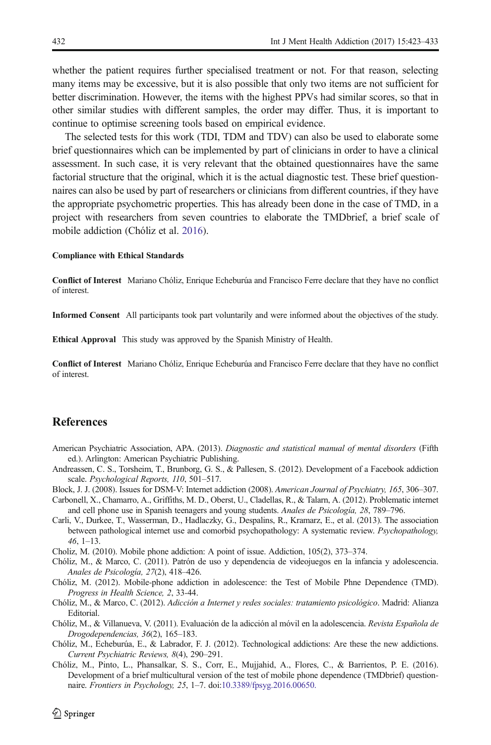whether the patient requires further specialised treatment or not. For that reason, selecting many items may be excessive, but it is also possible that only two items are not sufficient for better discrimination. However, the items with the highest PPVs had similar scores, so that in other similar studies with different samples, the order may differ. Thus, it is important to continue to optimise screening tools based on empirical evidence.

The selected tests for this work (TDI, TDM and TDV) can also be used to elaborate some brief questionnaires which can be implemented by part of clinicians in order to have a clinical assessment. In such case, it is very relevant that the obtained questionnaires have the same factorial structure that the original, which it is the actual diagnostic test. These brief questionnaires can also be used by part of researchers or clinicians from different countries, if they have the appropriate psychometric properties. This has already been done in the case of TMD, in a project with researchers from seven countries to elaborate the TMDbrief, a brief scale of mobile addiction (Chóliz et al. 2016).

**Compliance with Ethical Standards**

**Conflict of Interest** Mariano Chóliz, Enrique Echeburúa and Francisco Ferre declare that they have no conflict of interest.

**Informed Consent** All participants took part voluntarily and were informed about the objectives of the study.

**Ethical Approval** This study was approved by the Spanish Ministry of Health.

**Conflict of Interest** Mariano Chóliz, Enrique Echeburúa and Francisco Ferre declare that they have no conflict of interest.

## References

American Psychiatric Association, APA. (2013). *Diagnostic and statistical manual of mental disorders* (Fifth ed.). Arlington: American Psychiatric Publishing.

Andreassen, C. S., Torsheim, T., Brunborg, G. S., & Pallesen, S. (2012). Development of a Facebook addiction scale. *Psychological Reports, 110*, 501–517.

Block, J. J. (2008). Issues for DSM-V: Internet addiction (2008). *American Journal of Psychiatry, 165*, 306–307.

Carbonell, X., Chamarro, A., Griffiths, M. D., Oberst, U., Cladellas, R., & Talarn, A. (2012). Problematic internet and cell phone use in Spanish teenagers and young students. *Anales de Psicología, 28*, 789–796.

Carli, V., Durkee, T., Wasserman, D., Hadlaczky, G., Despalins, R., Kramarz, E., et al. (2013). The association between pathological internet use and comorbid psychopathology: A systematic review. *Psychopathology, 46*, 1–13.

Choliz, M. (2010). Mobile phone addiction: A point of issue. Addiction, 105(2), 373–374.

Chóliz, M., & Marco, C. (2011). Patrón de uso y dependencia de videojuegos en la infancia y adolescencia. *Anales de Psicología, 27*(2), 418–426.

Chóliz, M. (2012). Mobile-phone addiction in adolescence: the Test of Mobile Phne Dependence (TMD). *Progress in Health Science, 2*, 33-44.

Chóliz, M., & Marco, C. (2012). *Adicción a Internet y redes sociales: tratamiento psicológico*. Madrid: Alianza Editorial.

Chóliz, M., & Villanueva, V. (2011). Evaluación de la adicción al móvil en la adolescencia. *Revista Española de Drogodependencias, 36*(2), 165–183.

Chóliz, M., Echeburúa, E., & Labrador, F. J. (2012). Technological addictions: Are these the new addictions. *Current Psychiatric Reviews, 8*(4), 290–291.

Chóliz, M., Pinto, L., Phansalkar, S. S., Corr, E., Mujjahid, A., Flores, C., & Barrientos, P. E. (2016). Development of a brief multicultural version of the test of mobile phone dependence (TMDbrief) questionnaire. *Frontiers in Psychology, 25*, 1–7. doi:10.3389/fpsyg.2016.00650.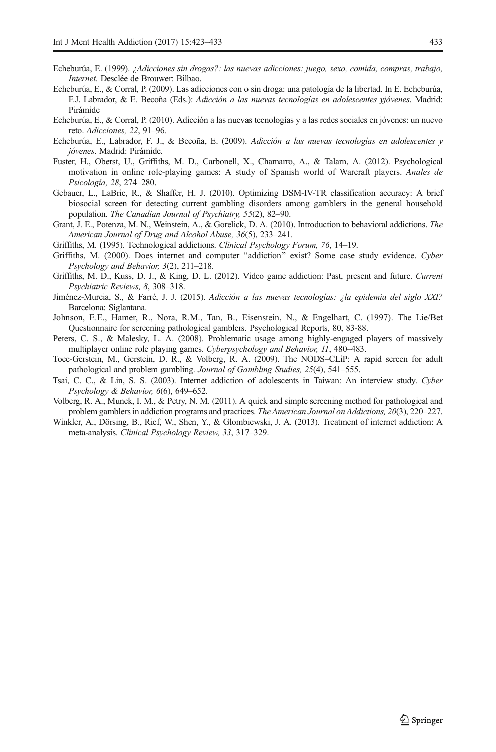Echeburúa, E. (1999). *¿Adicciones sin drogas?: las nuevas adicciones: juego, sexo, comida, compras, trabajo, Internet*. Desclée de Brouwer: Bilbao.

Echeburúa, E., & Corral, P. (2009). Las adicciones con o sin droga: una patología de la libertad. In E. Echeburúa, F.J. Labrador, & E. Becoña (Eds.): *Adicción a las nuevas tecnologías en adolescentes yjóvenes*. Madrid: Pirámide

Echeburúa, E., & Corral, P. (2010). Adicción a las nuevas tecnologías y a las redes sociales en jóvenes: un nuevo reto. *Adicciones, 22*, 91–96.

Echeburúa, E., Labrador, F. J., & Becoña, E. (2009). *Adicción a las nuevas tecnologías en adolescentes y jóvenes*. Madrid: Pirámide.

Fuster, H., Oberst, U., Griffiths, M. D., Carbonell, X., Chamarro, A., & Talarn, A. (2012). Psychological motivation in online role-playing games: A study of Spanish world of Warcraft players. *Anales de Psicología, 28*, 274–280.

Gebauer, L., LaBrie, R., & Shaffer, H. J. (2010). Optimizing DSM-IV-TR classification accuracy: A brief biosocial screen for detecting current gambling disorders among gamblers in the general household population. *The Canadian Journal of Psychiatry, 55*(2), 82–90.

Grant, J. E., Potenza, M. N., Weinstein, A., & Gorelick, D. A. (2010). Introduction to behavioral addictions. *The American Journal of Drug and Alcohol Abuse, 36*(5), 233–241.

Griffiths, M. (1995). Technological addictions. *Clinical Psychology Forum, 76*, 14–19.

Griffiths, M. (2000). Does internet and computer "addiction" exist? Some case study evidence. *Cyber Psychology and Behavior, 3*(2), 211–218.

Griffiths, M. D., Kuss, D. J., & King, D. L. (2012). Video game addiction: Past, present and future. *Current Psychiatric Reviews, 8*, 308–318.

Jiménez-Murcia, S., & Farré, J. J. (2015). *Adicción a las nuevas tecnologías: ¿la epidemia del siglo XXI?* Barcelona: Siglantana.

Johnson, E.E., Hamer, R., Nora, R.M., Tan, B., Eisenstein, N., & Engelhart, C. (1997). The Lie/Bet Questionnaire for screening pathological gamblers. Psychological Reports, 80, 83-88.

Peters, C. S., & Malesky, L. A. (2008). Problematic usage among highly-engaged players of massively multiplayer online role playing games. *Cyberpsychology and Behavior, 11*, 480–483.

Toce-Gerstein, M., Gerstein, D. R., & Volberg, R. A. (2009). The NODS–CLiP: A rapid screen for adult pathological and problem gambling. *Journal of Gambling Studies, 25*(4), 541–555.

Tsai, C. C., & Lin, S. S. (2003). Internet addiction of adolescents in Taiwan: An interview study. *Cyber Psychology & Behavior, 6*(6), 649–652.

Volberg, R. A., Munck, I. M., & Petry, N. M. (2011). A quick and simple screening method for pathological and problem gamblers in addiction programs and practices. *The American Journal on Addictions, 20*(3), 220–227.

Winkler, A., Dörsing, B., Rief, W., Shen, Y., & Glombiewski, J. A. (2013). Treatment of internet addiction: A meta-analysis. *Clinical Psychology Review, 33*, 317–329.